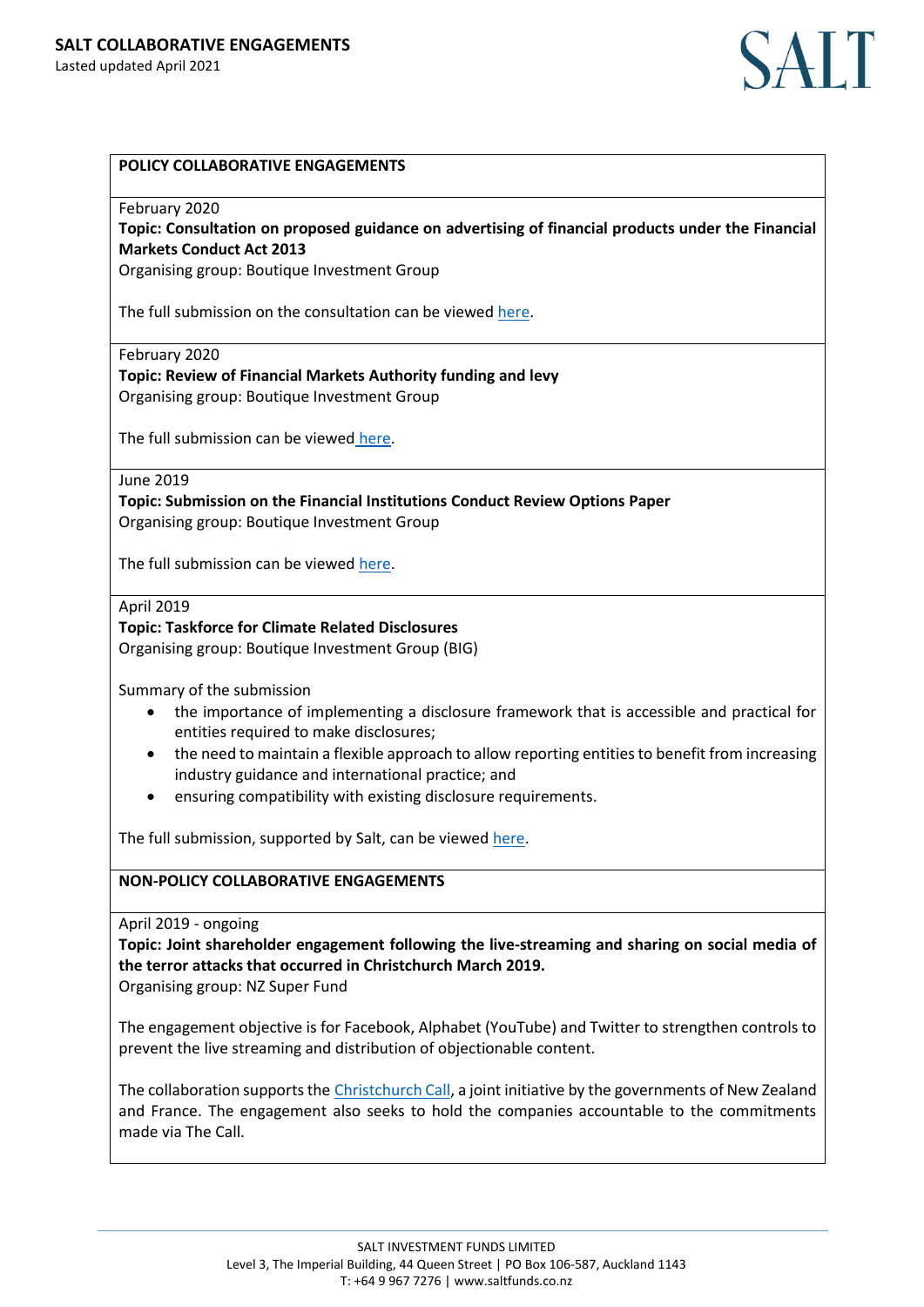# SALT COLLABORATIVE ENGAGEMENTS

Lasted updated April 2021

## POLICY COLLABORATIVE ENGAGEMENTS

February 2020

**Topic: Consultation on proposed guidance on advertising of financial products under the Financial Markets Conduct Act 2013**

Organising group: Boutique Investment Group

The full submission on the consultation can be viewed here.

---

February 2020

**Topic: Review of Financial Markets Authority funding and levy**

Organising group: Boutique Investment Group

The full submission can be viewed here.

---

June 2019

**Topic: Submission on the Financial Institutions Conduct Review Options Paper**

Organising group: Boutique Investment Group

The full submission can be viewed here.

---

April 2019

**Topic: Taskforce for Climate Related Disclosures**

Organising group: Boutique Investment Group (BIG)

Summary of the submission

- the importance of implementing a disclosure framework that is accessible and practical for entities required to make disclosures;
- the need to maintain a flexible approach to allow reporting entities to benefit from increasing industry guidance and international practice; and
- ensuring compatibility with existing disclosure requirements.

The full submission, supported by Salt, can be viewed here.

## NON-POLICY COLLABORATIVE ENGAGEMENTS

April 2019 - ongoing

**Topic: Joint shareholder engagement following the live-streaming and sharing on social media of the terror attacks that occurred in Christchurch March 2019.**

Organising group: NZ Super Fund

The engagement objective is for Facebook, Alphabet (YouTube) and Twitter to strengthen controls to prevent the live streaming and distribution of objectionable content.

The collaboration supports the Christchurch Call, a joint initiative by the governments of New Zealand and France. The engagement also seeks to hold the companies accountable to the commitments made via The Call.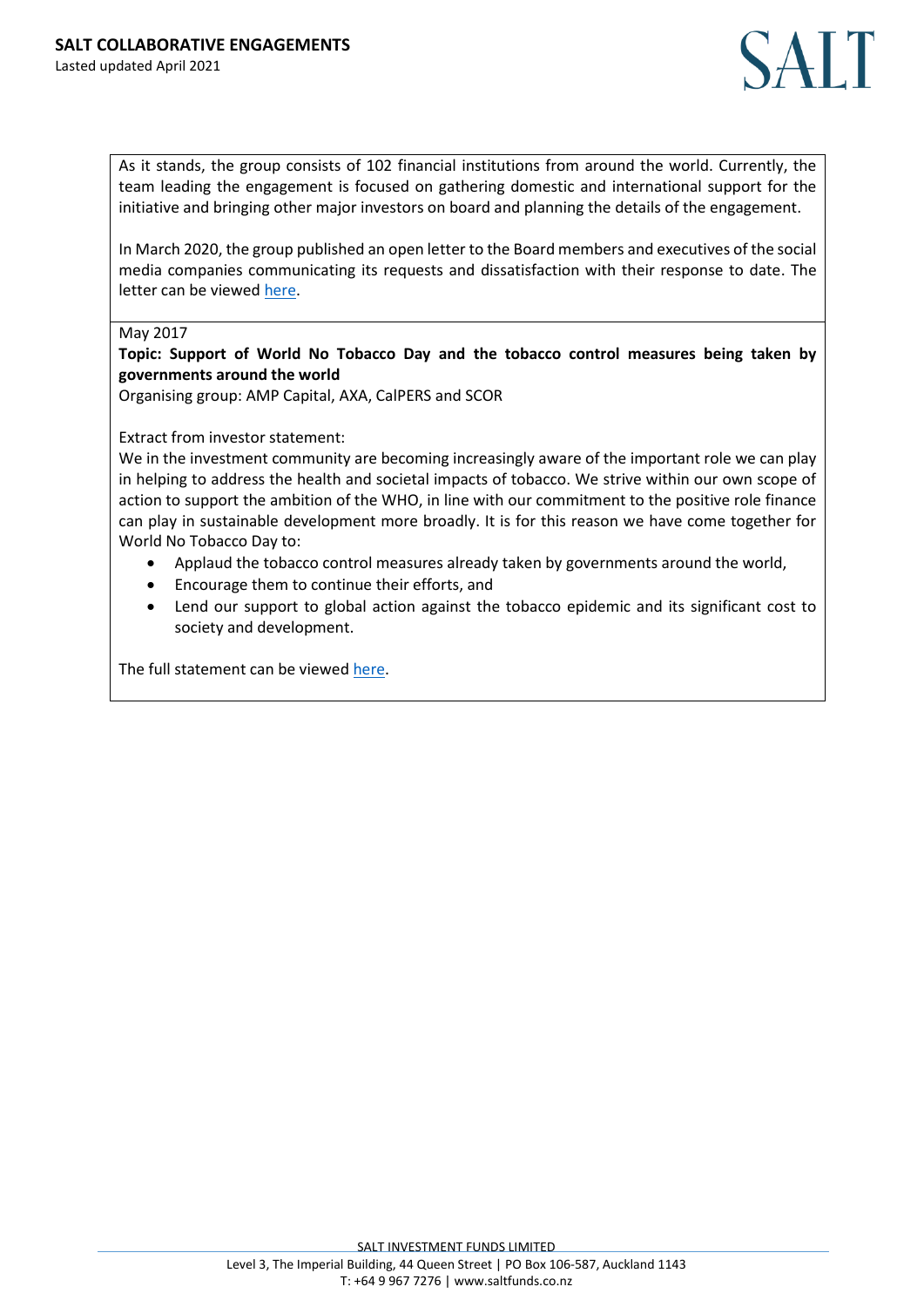As it stands, the group consists of 102 financial institutions from around the world. Currently, the team leading the engagement is focused on gathering domestic and international support for the initiative and bringing other major investors on board and planning the details of the engagement.

In March 2020, the group published an open letter to the Board members and executives of the social media companies communicating its requests and dissatisfaction with their response to date. The letter can be viewed here.

May 2017

**Topic: Support of World No Tobacco Day and the tobacco control measures being taken by governments around the world**

Organising group: AMP Capital, AXA, CalPERS and SCOR

Extract from investor statement:

We in the investment community are becoming increasingly aware of the important role we can play in helping to address the health and societal impacts of tobacco. We strive within our own scope of action to support the ambition of the WHO, in line with our commitment to the positive role finance can play in sustainable development more broadly. It is for this reason we have come together for World No Tobacco Day to:

- Applaud the tobacco control measures already taken by governments around the world,
- Encourage them to continue their efforts, and
- Lend our support to global action against the tobacco epidemic and its significant cost to society and development.

The full statement can be viewed here.